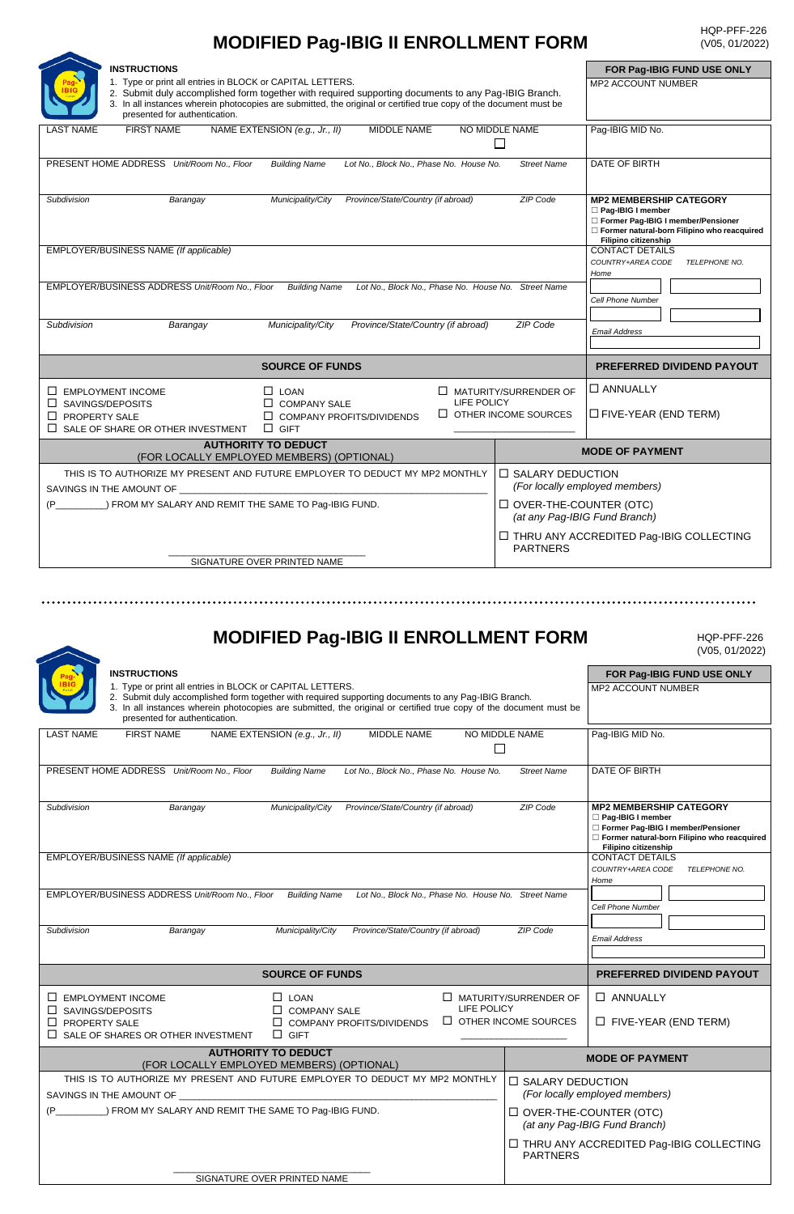# MODIFIED Pag-IBIG II ENROLLMENT FORM

HQP-PFF-226
(V05, 01/2022)

**INSTRUCTIONS**

1. Type or print all entries in BLOCK or CAPITAL LETTERS.
2. Submit duly accomplished form together with required supporting documents to any Pag-IBIG Branch.
3. In all instances wherein photocopies are submitted, the original or certified true copy of the document must be presented for authentication.

**FOR Pag-IBIG FUND USE ONLY**
MP2 ACCOUNT NUMBER

| LAST NAME | FIRST NAME | NAME EXTENSION (e.g., Jr., II) | MIDDLE NAME | NO MIDDLE NAME ☐ | Pag-IBIG MID No. |
|---|---|---|---|---|---|
| PRESENT HOME ADDRESS *Unit/Room No., Floor* | *Building Name* | *Lot No., Block No., Phase No. House No.* | *Street Name* | | DATE OF BIRTH |
| *Subdivision* | *Barangay* | *Municipality/City* | *Province/State/Country (if abroad)* | *ZIP Code* | **MP2 MEMBERSHIP CATEGORY** ☐ Pag-IBIG I member ☐ Former Pag-IBIG I member/Pensioner ☐ Former natural-born Filipino who reacquired Filipino citizenship |
| EMPLOYER/BUSINESS NAME *(If applicable)* | | | | | CONTACT DETAILS *COUNTRY+AREA CODE* *TELEPHONE NO.* *Home* |
| EMPLOYER/BUSINESS ADDRESS *Unit/Room No., Floor* | *Building Name* | *Lot No., Block No., Phase No. House No.* | *Street Name* | | *Cell Phone Number* |
| *Subdivision* | *Barangay* | *Municipality/City* | *Province/State/Country (if abroad)* | *ZIP Code* | *Email Address* |

**SOURCE OF FUNDS**

- ☐ EMPLOYMENT INCOME
- ☐ SAVINGS/DEPOSITS
- ☐ PROPERTY SALE
- ☐ SALE OF SHARE OR OTHER INVESTMENT
- ☐ LOAN
- ☐ COMPANY SALE
- ☐ COMPANY PROFITS/DIVIDENDS
- ☐ GIFT
- ☐ MATURITY/SURRENDER OF LIFE POLICY
- ☐ OTHER INCOME SOURCES ____________

**PREFERRED DIVIDEND PAYOUT**

- ☐ ANNUALLY
- ☐ FIVE-YEAR (END TERM)

**AUTHORITY TO DEDUCT**
(FOR LOCALLY EMPLOYED MEMBERS) (OPTIONAL)

THIS IS TO AUTHORIZE MY PRESENT AND FUTURE EMPLOYER TO DEDUCT MY MP2 MONTHLY SAVINGS IN THE AMOUNT OF ______________________________________________
(P_________) FROM MY SALARY AND REMIT THE SAME TO Pag-IBIG FUND.

______________________________
SIGNATURE OVER PRINTED NAME

**MODE OF PAYMENT**

- ☐ SALARY DEDUCTION *(For locally employed members)*
- ☐ OVER-THE-COUNTER (OTC) *(at any Pag-IBIG Fund Branch)*
- ☐ THRU ANY ACCREDITED Pag-IBIG COLLECTING PARTNERS

---

# MODIFIED Pag-IBIG II ENROLLMENT FORM

HQP-PFF-226
(V05, 01/2022)

**INSTRUCTIONS**

1. Type or print all entries in BLOCK or CAPITAL LETTERS.
2. Submit duly accomplished form together with required supporting documents to any Pag-IBIG Branch.
3. In all instances wherein photocopies are submitted, the original or certified true copy of the document must be presented for authentication.

**FOR Pag-IBIG FUND USE ONLY**
MP2 ACCOUNT NUMBER

| LAST NAME | FIRST NAME | NAME EXTENSION (e.g., Jr., II) | MIDDLE NAME | NO MIDDLE NAME ☐ | Pag-IBIG MID No. |
|---|---|---|---|---|---|
| PRESENT HOME ADDRESS *Unit/Room No., Floor* | *Building Name* | *Lot No., Block No., Phase No. House No.* | *Street Name* | | DATE OF BIRTH |
| *Subdivision* | *Barangay* | *Municipality/City* | *Province/State/Country (if abroad)* | *ZIP Code* | **MP2 MEMBERSHIP CATEGORY** ☐ Pag-IBIG I member ☐ Former Pag-IBIG I member/Pensioner ☐ Former natural-born Filipino who reacquired Filipino citizenship |
| EMPLOYER/BUSINESS NAME *(If applicable)* | | | | | CONTACT DETAILS *COUNTRY+AREA CODE* *TELEPHONE NO.* *Home* |
| EMPLOYER/BUSINESS ADDRESS *Unit/Room No., Floor* | *Building Name* | *Lot No., Block No., Phase No. House No.* | *Street Name* | | *Cell Phone Number* |
| *Subdivision* | *Barangay* | *Municipality/City* | *Province/State/Country (if abroad)* | *ZIP Code* | *Email Address* |

**SOURCE OF FUNDS**

- ☐ EMPLOYMENT INCOME
- ☐ SAVINGS/DEPOSITS
- ☐ PROPERTY SALE
- ☐ SALE OF SHARES OR OTHER INVESTMENT
- ☐ LOAN
- ☐ COMPANY SALE
- ☐ COMPANY PROFITS/DIVIDENDS
- ☐ GIFT
- ☐ MATURITY/SURRENDER OF LIFE POLICY
- ☐ OTHER INCOME SOURCES ____________

**PREFERRED DIVIDEND PAYOUT**

- ☐ ANNUALLY
- ☐ FIVE-YEAR (END TERM)

**AUTHORITY TO DEDUCT**
(FOR LOCALLY EMPLOYED MEMBERS) (OPTIONAL)

THIS IS TO AUTHORIZE MY PRESENT AND FUTURE EMPLOYER TO DEDUCT MY MP2 MONTHLY SAVINGS IN THE AMOUNT OF ______________________________________________
(P_________) FROM MY SALARY AND REMIT THE SAME TO Pag-IBIG FUND.

______________________________
SIGNATURE OVER PRINTED NAME

**MODE OF PAYMENT**

- ☐ SALARY DEDUCTION *(For locally employed members)*
- ☐ OVER-THE-COUNTER (OTC) *(at any Pag-IBIG Fund Branch)*
- ☐ THRU ANY ACCREDITED Pag-IBIG COLLECTING PARTNERS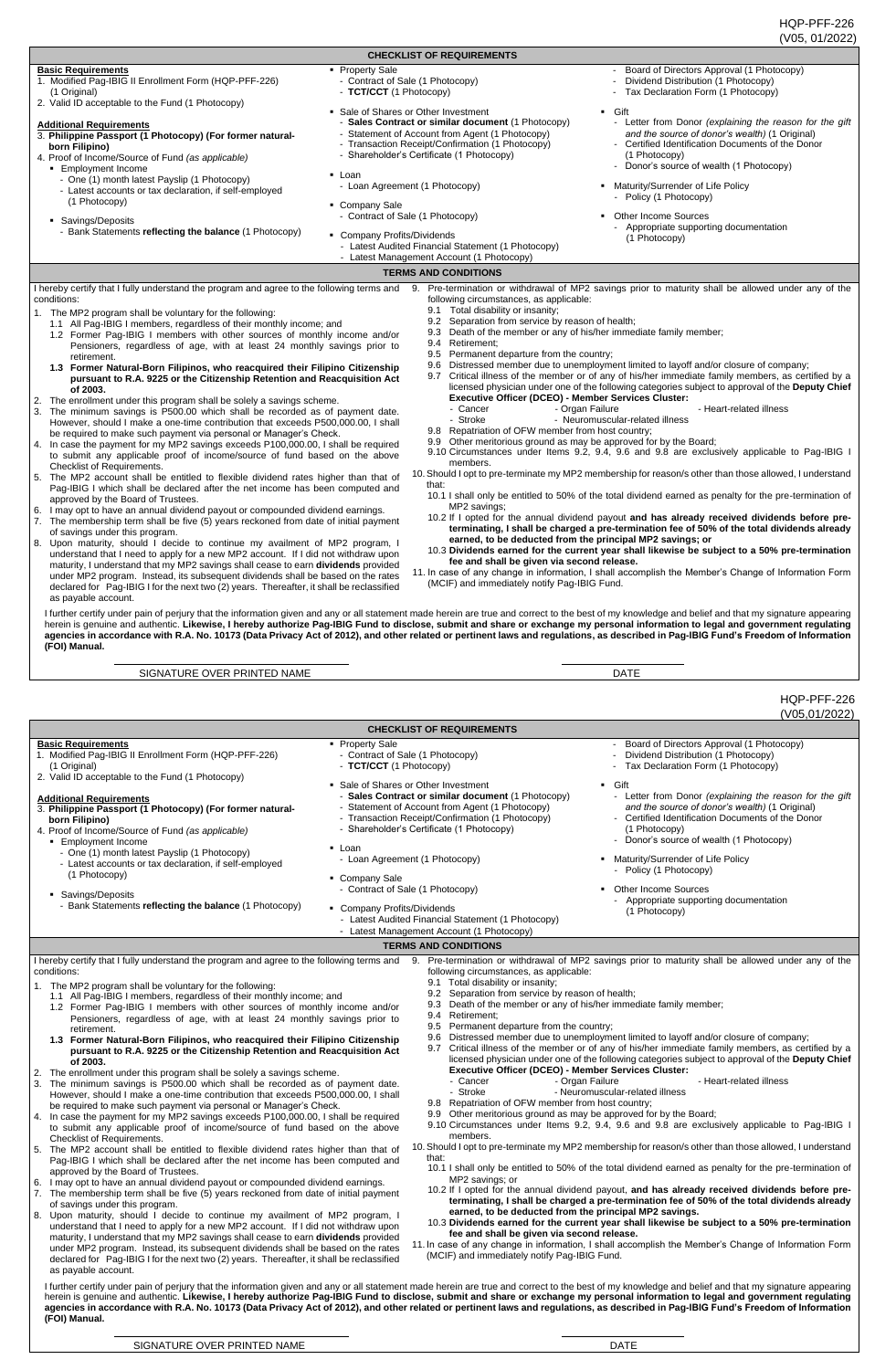HQP-PFF-226
(V05, 01/2022)

## CHECKLIST OF REQUIREMENTS

**Basic Requirements**

1. Modified Pag-IBIG II Enrollment Form (HQP-PFF-226) (1 Original)
2. Valid ID acceptable to the Fund (1 Photocopy)

**Additional Requirements**

3. **Philippine Passport (1 Photocopy) (For former natural-born Filipino)**
4. Proof of Income/Source of Fund *(as applicable)*
   - Employment Income
     - One (1) month latest Payslip (1 Photocopy)
     - Latest accounts or tax declaration, if self-employed (1 Photocopy)
   - Savings/Deposits
     - Bank Statements **reflecting the balance** (1 Photocopy)
   - Property Sale
     - Contract of Sale (1 Photocopy)
     - **TCT/CCT** (1 Photocopy)
   - Sale of Shares or Other Investment
     - **Sales Contract or similar document** (1 Photocopy)
     - Statement of Account from Agent (1 Photocopy)
     - Transaction Receipt/Confirmation (1 Photocopy)
     - Shareholder's Certificate (1 Photocopy)
   - Loan
     - Loan Agreement (1 Photocopy)
   - Company Sale
     - Contract of Sale (1 Photocopy)
   - Company Profits/Dividends
     - Latest Audited Financial Statement (1 Photocopy)
     - Latest Management Account (1 Photocopy)
     - Board of Directors Approval (1 Photocopy)
     - Dividend Distribution (1 Photocopy)
     - Tax Declaration Form (1 Photocopy)
   - Gift
     - Letter from Donor *(explaining the reason for the gift and the source of donor's wealth)* (1 Original)
     - Certified Identification Documents of the Donor (1 Photocopy)
     - Donor's source of wealth (1 Photocopy)
   - Maturity/Surrender of Life Policy
     - Policy (1 Photocopy)
   - Other Income Sources
     - Appropriate supporting documentation (1 Photocopy)

## TERMS AND CONDITIONS

I hereby certify that I fully understand the program and agree to the following terms and conditions:

1. The MP2 program shall be voluntary for the following:
   1.1 All Pag-IBIG I members, regardless of their monthly income; and
   1.2 Former Pag-IBIG I members with other sources of monthly income and/or Pensioners, regardless of age, with at least 24 monthly savings prior to retirement.
   **1.3 Former Natural-Born Filipinos, who reacquired their Filipino Citizenship pursuant to R.A. 9225 or the Citizenship Retention and Reacquisition Act of 2003.**
2. The enrollment under this program shall be solely a savings scheme.
3. The minimum savings is P500.00 which shall be recorded as of payment date. However, should I make a one-time contribution that exceeds P500,000.00, I shall be required to make such payment via personal or Manager's Check.
4. In case the payment for my MP2 savings exceeds P100,000.00, I shall be required to submit any applicable proof of income/source of fund based on the above Checklist of Requirements.
5. The MP2 account shall be entitled to flexible dividend rates higher than that of Pag-IBIG I which shall be declared after the net income has been computed and approved by the Board of Trustees.
6. I may opt to have an annual dividend payout or compounded dividend earnings.
7. The membership term shall be five (5) years reckoned from date of initial payment of savings under this program.
8. Upon maturity, should I decide to continue my availment of MP2 program, I understand that I need to apply for a new MP2 account. If I did not withdraw upon maturity, I understand that my MP2 savings shall cease to earn **dividends** provided under MP2 program. Instead, its subsequent dividends shall be based on the rates declared for Pag-IBIG I for the next two (2) years. Thereafter, it shall be reclassified as payable account.
9. Pre-termination or withdrawal of MP2 savings prior to maturity shall be allowed under any of the following circumstances, as applicable:
   9.1 Total disability or insanity;
   9.2 Separation from service by reason of health;
   9.3 Death of the member or any of his/her immediate family member;
   9.4 Retirement;
   9.5 Permanent departure from the country;
   9.6 Distressed member due to unemployment limited to layoff and/or closure of company;
   9.7 Critical illness of the member or of any of his/her immediate family members, as certified by a licensed physician under one of the following categories subject to approval of the **Deputy Chief Executive Officer (DCEO) - Member Services Cluster:**
   - Cancer
   - Organ Failure
   - Heart-related illness
   - Stroke
   - Neuromuscular-related illness

   9.8 Repatriation of OFW member from host country;
   9.9 Other meritorious ground as may be approved for by the Board;
   9.10 Circumstances under Items 9.2, 9.4, 9.6 and 9.8 are exclusively applicable to Pag-IBIG I members.
10. Should I opt to pre-terminate my MP2 membership for reason/s other than those allowed, I understand that:
    10.1 I shall only be entitled to 50% of the total dividend earned as penalty for the pre-termination of MP2 savings;
    10.2 If I opted for the annual dividend payout **and has already received dividends before pre-terminating, I shall be charged a pre-termination fee of 50% of the total dividends already earned, to be deducted from the principal MP2 savings; or**
    10.3 **Dividends earned for the current year shall likewise be subject to a 50% pre-termination fee and shall be given via second release.**
11. In case of any change in information, I shall accomplish the Member's Change of Information Form (MCIF) and immediately notify Pag-IBIG Fund.

I further certify under pain of perjury that the information given and any or all statement made herein are true and correct to the best of my knowledge and belief and that my signature appearing herein is genuine and authentic. **Likewise, I hereby authorize Pag-IBIG Fund to disclose, submit and share or exchange my personal information to legal and government regulating agencies in accordance with R.A. No. 10173 (Data Privacy Act of 2012), and other related or pertinent laws and regulations, as described in Pag-IBIG Fund's Freedom of Information (FOI) Manual.**

SIGNATURE OVER PRINTED NAME

DATE

HQP-PFF-226
(V05,01/2022)

## CHECKLIST OF REQUIREMENTS

**Basic Requirements**

1. Modified Pag-IBIG II Enrollment Form (HQP-PFF-226) (1 Original)
2. Valid ID acceptable to the Fund (1 Photocopy)

**Additional Requirements**

3. **Philippine Passport (1 Photocopy) (For former natural-born Filipino)**
4. Proof of Income/Source of Fund *(as applicable)*
   - Employment Income
     - One (1) month latest Payslip (1 Photocopy)
     - Latest accounts or tax declaration, if self-employed (1 Photocopy)
   - Savings/Deposits
     - Bank Statements **reflecting the balance** (1 Photocopy)
   - Property Sale
     - Contract of Sale (1 Photocopy)
     - **TCT/CCT** (1 Photocopy)
   - Sale of Shares or Other Investment
     - **Sales Contract or similar document** (1 Photocopy)
     - Statement of Account from Agent (1 Photocopy)
     - Transaction Receipt/Confirmation (1 Photocopy)
     - Shareholder's Certificate (1 Photocopy)
   - Loan
     - Loan Agreement (1 Photocopy)
   - Company Sale
     - Contract of Sale (1 Photocopy)
   - Company Profits/Dividends
     - Latest Audited Financial Statement (1 Photocopy)
     - Latest Management Account (1 Photocopy)
     - Board of Directors Approval (1 Photocopy)
     - Dividend Distribution (1 Photocopy)
     - Tax Declaration Form (1 Photocopy)
   - Gift
     - Letter from Donor *(explaining the reason for the gift and the source of donor's wealth)* (1 Original)
     - Certified Identification Documents of the Donor (1 Photocopy)
     - Donor's source of wealth (1 Photocopy)
   - Maturity/Surrender of Life Policy
     - Policy (1 Photocopy)
   - Other Income Sources
     - Appropriate supporting documentation (1 Photocopy)

## TERMS AND CONDITIONS

I hereby certify that I fully understand the program and agree to the following terms and conditions:

1. The MP2 program shall be voluntary for the following:
   1.1 All Pag-IBIG I members, regardless of their monthly income; and
   1.2 Former Pag-IBIG I members with other sources of monthly income and/or Pensioners, regardless of age, with at least 24 monthly savings prior to retirement.
   **1.3 Former Natural-Born Filipinos, who reacquired their Filipino Citizenship pursuant to R.A. 9225 or the Citizenship Retention and Reacquisition Act of 2003.**
2. The enrollment under this program shall be solely a savings scheme.
3. The minimum savings is P500.00 which shall be recorded as of payment date. However, should I make a one-time contribution that exceeds P500,000.00, I shall be required to make such payment via personal or Manager's Check.
4. In case the payment for my MP2 savings exceeds P100,000.00, I shall be required to submit any applicable proof of income/source of fund based on the above Checklist of Requirements.
5. The MP2 account shall be entitled to flexible dividend rates higher than that of Pag-IBIG I which shall be declared after the net income has been computed and approved by the Board of Trustees.
6. I may opt to have an annual dividend payout or compounded dividend earnings.
7. The membership term shall be five (5) years reckoned from date of initial payment of savings under this program.
8. Upon maturity, should I decide to continue my availment of MP2 program, I understand that I need to apply for a new MP2 account. If I did not withdraw upon maturity, I understand that my MP2 savings shall cease to earn **dividends** provided under MP2 program. Instead, its subsequent dividends shall be based on the rates declared for Pag-IBIG I for the next two (2) years. Thereafter, it shall be reclassified as payable account.
9. Pre-termination or withdrawal of MP2 savings prior to maturity shall be allowed under any of the following circumstances, as applicable:
   9.1 Total disability or insanity;
   9.2 Separation from service by reason of health;
   9.3 Death of the member or any of his/her immediate family member;
   9.4 Retirement;
   9.5 Permanent departure from the country;
   9.6 Distressed member due to unemployment limited to layoff and/or closure of company;
   9.7 Critical illness of the member or of any of his/her immediate family members, as certified by a licensed physician under one of the following categories subject to approval of the **Deputy Chief Executive Officer (DCEO) - Member Services Cluster:**
   - Cancer
   - Organ Failure
   - Heart-related illness
   - Stroke
   - Neuromuscular-related illness

   9.8 Repatriation of OFW member from host country;
   9.9 Other meritorious ground as may be approved for by the Board;
   9.10 Circumstances under Items 9.2, 9.4, 9.6 and 9.8 are exclusively applicable to Pag-IBIG I members.
10. Should I opt to pre-terminate my MP2 membership for reason/s other than those allowed, I understand that:
    10.1 I shall only be entitled to 50% of the total dividend earned as penalty for the pre-termination of MP2 savings; or
    10.2 If I opted for the annual dividend payout, **and has already received dividends before pre-terminating, I shall be charged a pre-termination fee of 50% of the total dividends already earned, to be deducted from the principal MP2 savings.**
    10.3 **Dividends earned for the current year shall likewise be subject to a 50% pre-termination fee and shall be given via second release.**
11. In case of any change in information, I shall accomplish the Member's Change of Information Form (MCIF) and immediately notify Pag-IBIG Fund.

I further certify under pain of perjury that the information given and any or all statement made herein are true and correct to the best of my knowledge and belief and that my signature appearing herein is genuine and authentic. **Likewise, I hereby authorize Pag-IBIG Fund to disclose, submit and share or exchange my personal information to legal and government regulating agencies in accordance with R.A. No. 10173 (Data Privacy Act of 2012), and other related or pertinent laws and regulations, as described in Pag-IBIG Fund's Freedom of Information (FOI) Manual.**

SIGNATURE OVER PRINTED NAME

DATE